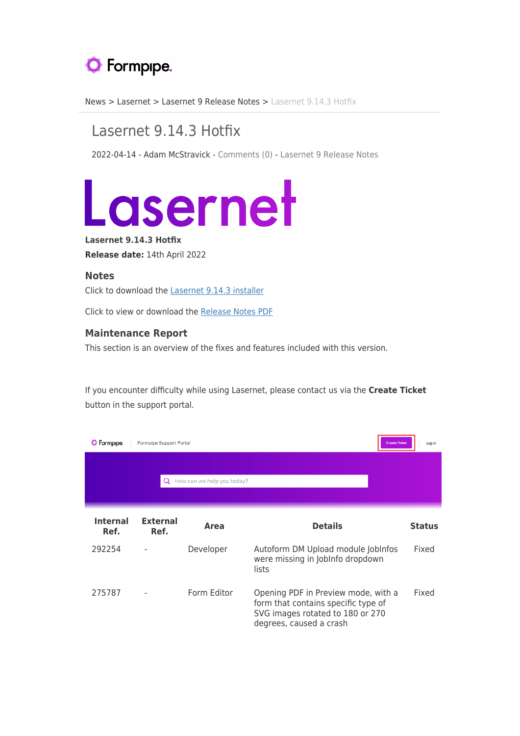News > Lasernet > Lasernet 9 Release Notes > Lasernet 9.14.3 Hotfix

# Lasernet 9.14.3 Hotfix

2022-04-14 - Adam McStravick - Comments (0) - Lasernet 9 Release Notes

**Lasernet 9.14.3 Hotfix**

**Release date:** 14th April 2022

### Notes

Click to download the Lasernet 9.14.3 installer

Click to view or download the Release Notes PDF

### Maintenance Report

This section is an overview of the fixes and features included with this version.

If you encounter difficulty while using Lasernet, please contact us via the **Create Ticket** button in the support portal.

| Internal Ref. | External Ref. | Area | Details | Status |
|---|---|---|---|---|
| 292254 | - | Developer | Autoform DM Upload module JobInfos were missing in JobInfo dropdown lists | Fixed |
| 275787 | - | Form Editor | Opening PDF in Preview mode, with a form that contains specific type of SVG images rotated to 180 or 270 degrees, caused a crash | Fixed |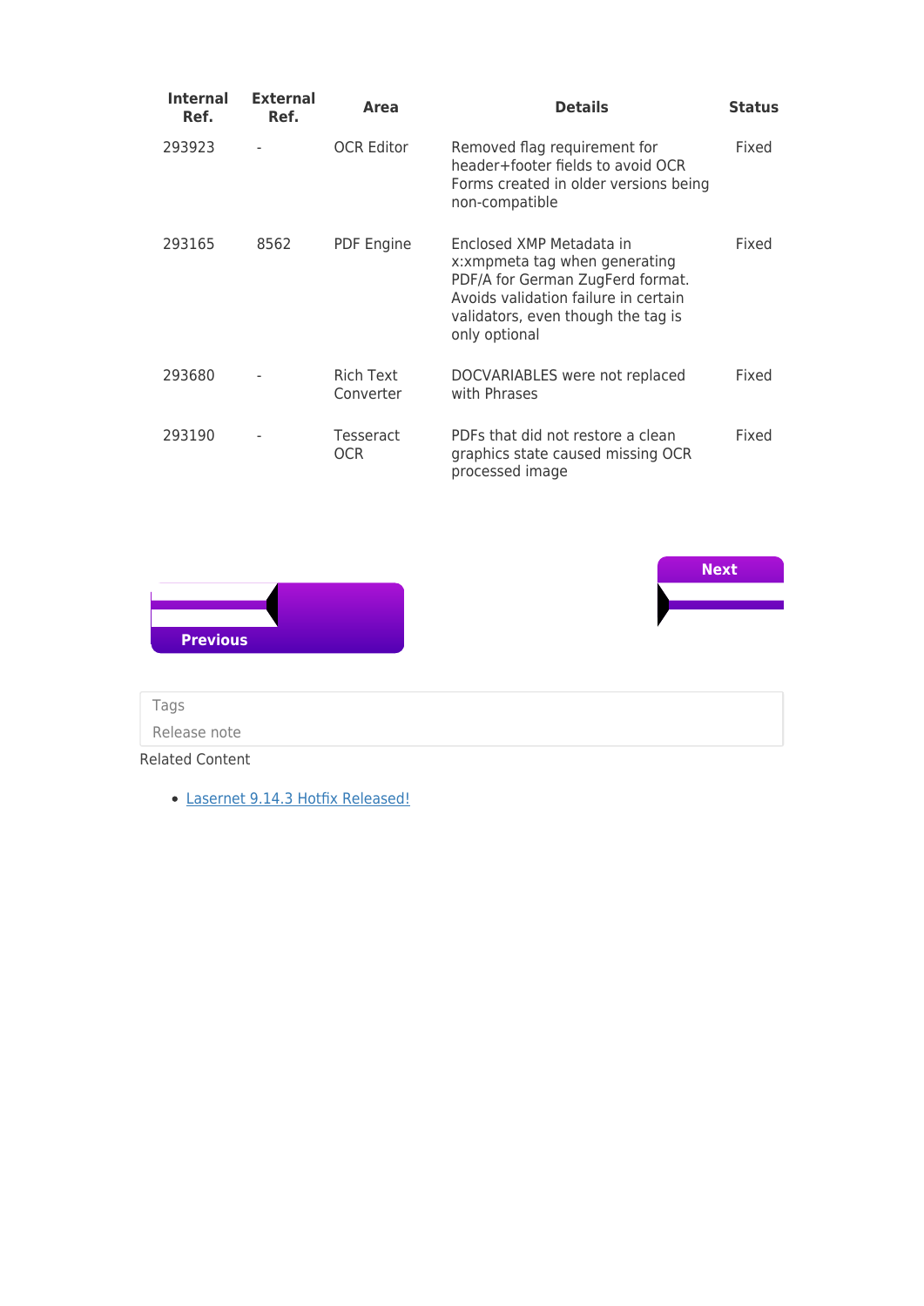| Internal Ref. | External Ref. | Area | Details | Status |
|---|---|---|---|---|
| 293923 | - | OCR Editor | Removed flag requirement for header+footer fields to avoid OCR Forms created in older versions being non-compatible | Fixed |
| 293165 | 8562 | PDF Engine | Enclosed XMP Metadata in x:xmpmeta tag when generating PDF/A for German ZugFerd format. Avoids validation failure in certain validators, even though the tag is only optional | Fixed |
| 293680 | - | Rich Text Converter | DOCVARIABLES were not replaced with Phrases | Fixed |
| 293190 | - | Tesseract OCR | PDFs that did not restore a clean graphics state caused missing OCR processed image | Fixed |

Previous

Next

Tags

Release note

Related Content

- Lasernet 9.14.3 Hotfix Released!